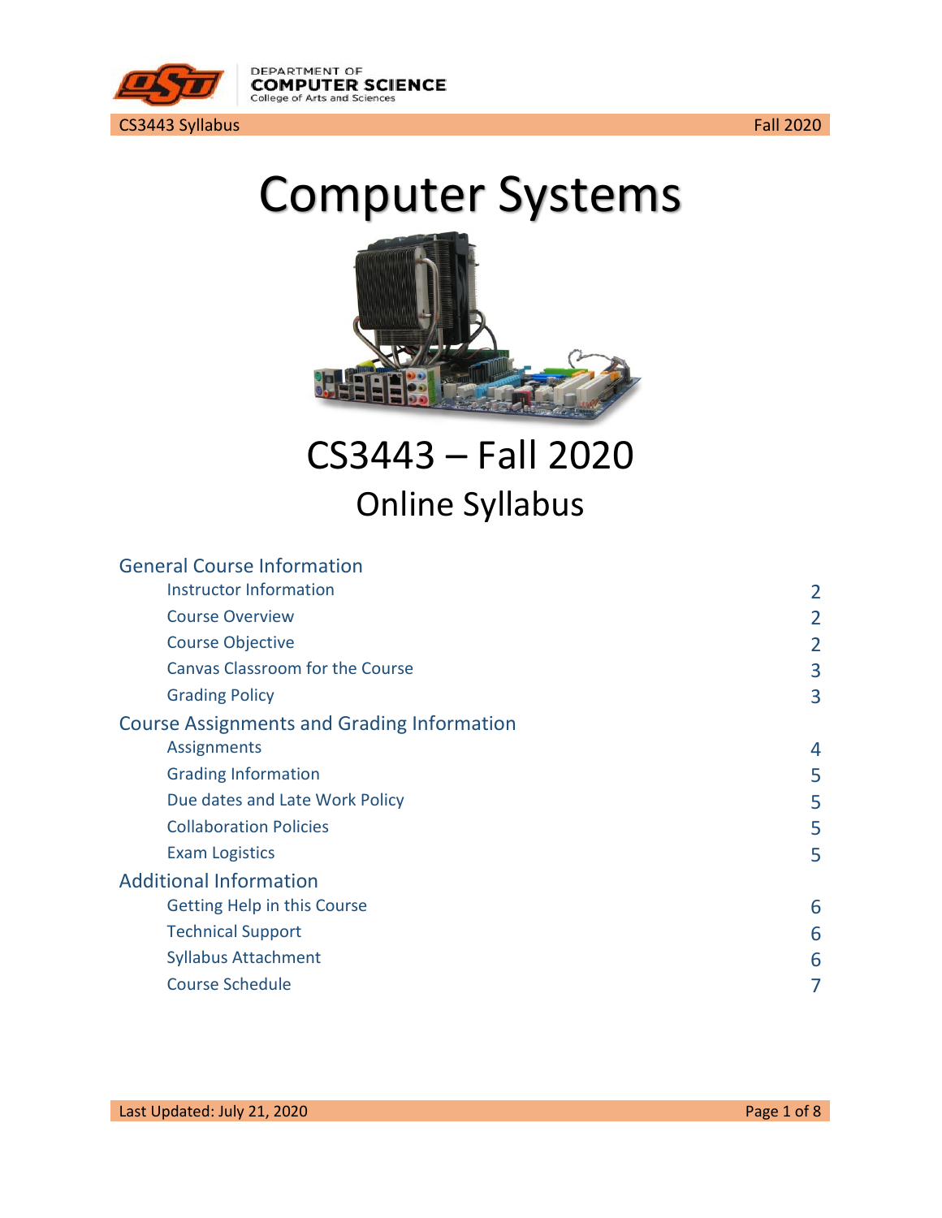# Computer Systems

## CS3443 – Fall 2020

### Online Syllabus

**General Course Information**

| | |
|---|---|
| Instructor Information | 2 |
| Course Overview | 2 |
| Course Objective | 2 |
| Canvas Classroom for the Course | 3 |
| Grading Policy | 3 |

**Course Assignments and Grading Information**

| | |
|---|---|
| Assignments | 4 |
| Grading Information | 5 |
| Due dates and Late Work Policy | 5 |
| Collaboration Policies | 5 |
| Exam Logistics | 5 |

**Additional Information**

| | |
|---|---|
| Getting Help in this Course | 6 |
| Technical Support | 6 |
| Syllabus Attachment | 6 |
| Course Schedule | 7 |

Last Updated: July 21, 2020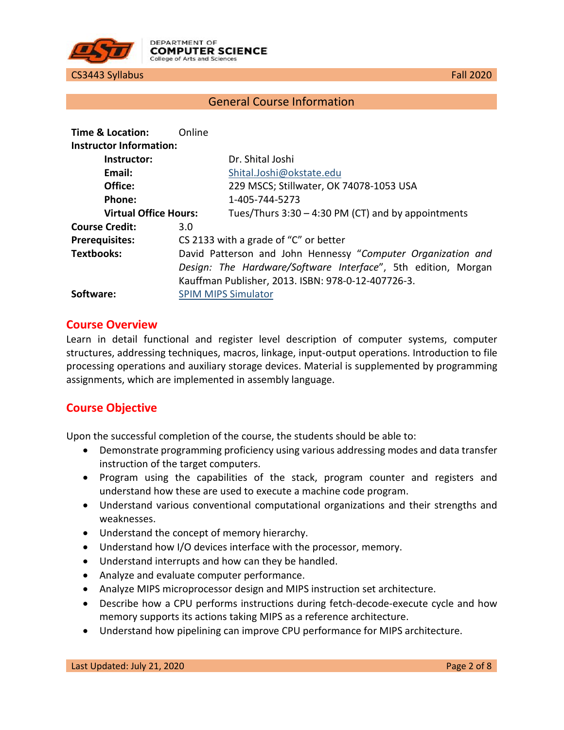## General Course Information

**Time & Location:** Online

**Instructor Information:**

- **Instructor:** Dr. Shital Joshi
- **Email:** Shital.Joshi@okstate.edu
- **Office:** 229 MSCS; Stillwater, OK 74078-1053 USA
- **Phone:** 1-405-744-5273
- **Virtual Office Hours:** Tues/Thurs 3:30 – 4:30 PM (CT) and by appointments

**Course Credit:** 3.0

**Prerequisites:** CS 2133 with a grade of "C" or better

**Textbooks:** David Patterson and John Hennessy "*Computer Organization and Design: The Hardware/Software Interface*", 5th edition, Morgan Kauffman Publisher, 2013. ISBN: 978-0-12-407726-3.

**Software:** SPIM MIPS Simulator

## Course Overview

Learn in detail functional and register level description of computer systems, computer structures, addressing techniques, macros, linkage, input-output operations. Introduction to file processing operations and auxiliary storage devices. Material is supplemented by programming assignments, which are implemented in assembly language.

## Course Objective

Upon the successful completion of the course, the students should be able to:

- Demonstrate programming proficiency using various addressing modes and data transfer instruction of the target computers.
- Program using the capabilities of the stack, program counter and registers and understand how these are used to execute a machine code program.
- Understand various conventional computational organizations and their strengths and weaknesses.
- Understand the concept of memory hierarchy.
- Understand how I/O devices interface with the processor, memory.
- Understand interrupts and how can they be handled.
- Analyze and evaluate computer performance.
- Analyze MIPS microprocessor design and MIPS instruction set architecture.
- Describe how a CPU performs instructions during fetch-decode-execute cycle and how memory supports its actions taking MIPS as a reference architecture.
- Understand how pipelining can improve CPU performance for MIPS architecture.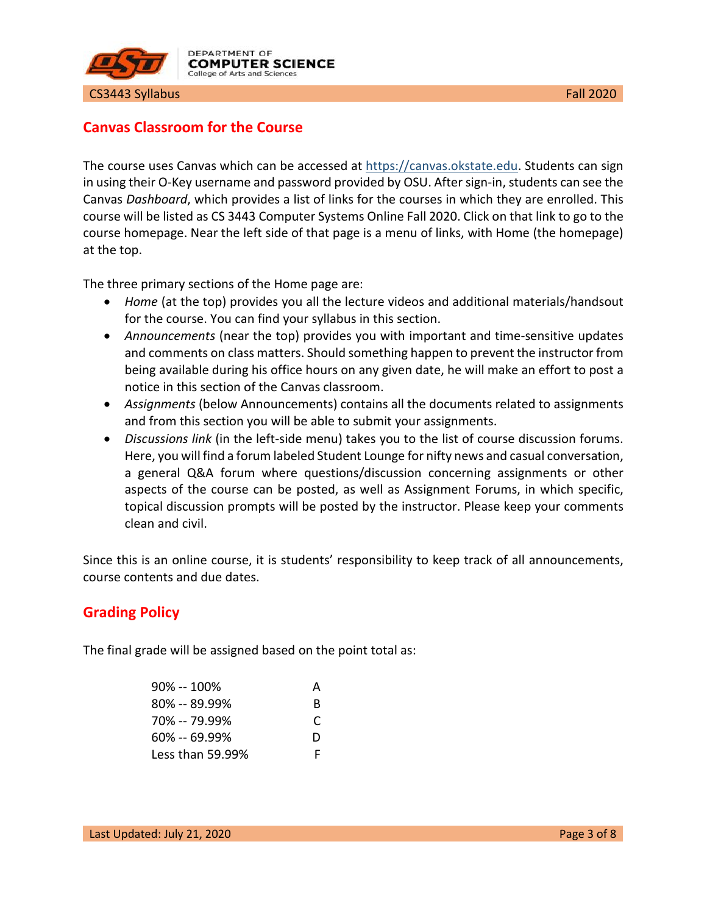## Canvas Classroom for the Course

The course uses Canvas which can be accessed at https://canvas.okstate.edu. Students can sign in using their O-Key username and password provided by OSU. After sign-in, students can see the Canvas *Dashboard*, which provides a list of links for the courses in which they are enrolled. This course will be listed as CS 3443 Computer Systems Online Fall 2020. Click on that link to go to the course homepage. Near the left side of that page is a menu of links, with Home (the homepage) at the top.

The three primary sections of the Home page are:

- *Home* (at the top) provides you all the lecture videos and additional materials/handsout for the course. You can find your syllabus in this section.
- *Announcements* (near the top) provides you with important and time-sensitive updates and comments on class matters. Should something happen to prevent the instructor from being available during his office hours on any given date, he will make an effort to post a notice in this section of the Canvas classroom.
- *Assignments* (below Announcements) contains all the documents related to assignments and from this section you will be able to submit your assignments.
- *Discussions link* (in the left-side menu) takes you to the list of course discussion forums. Here, you will find a forum labeled Student Lounge for nifty news and casual conversation, a general Q&A forum where questions/discussion concerning assignments or other aspects of the course can be posted, as well as Assignment Forums, in which specific, topical discussion prompts will be posted by the instructor. Please keep your comments clean and civil.

Since this is an online course, it is students' responsibility to keep track of all announcements, course contents and due dates.

## Grading Policy

The final grade will be assigned based on the point total as:

| | |
|---|---|
| 90% -- 100% | A |
| 80% -- 89.99% | B |
| 70% -- 79.99% | C |
| 60% -- 69.99% | D |
| Less than 59.99% | F |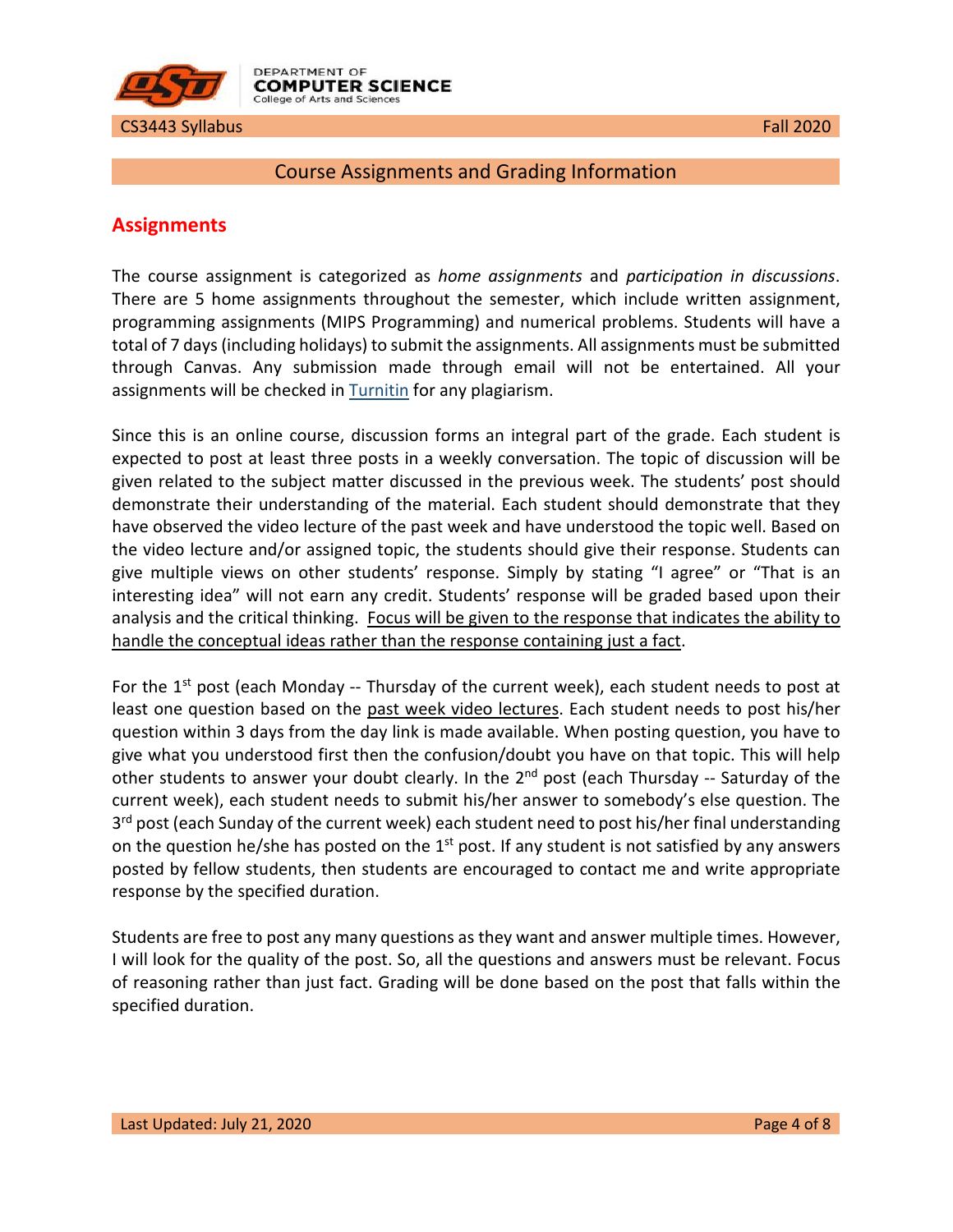## Course Assignments and Grading Information

### Assignments

The course assignment is categorized as *home assignments* and *participation in discussions*. There are 5 home assignments throughout the semester, which include written assignment, programming assignments (MIPS Programming) and numerical problems. Students will have a total of 7 days (including holidays) to submit the assignments. All assignments must be submitted through Canvas. Any submission made through email will not be entertained. All your assignments will be checked in Turnitin for any plagiarism.

Since this is an online course, discussion forms an integral part of the grade. Each student is expected to post at least three posts in a weekly conversation. The topic of discussion will be given related to the subject matter discussed in the previous week. The students' post should demonstrate their understanding of the material. Each student should demonstrate that they have observed the video lecture of the past week and have understood the topic well. Based on the video lecture and/or assigned topic, the students should give their response. Students can give multiple views on other students' response. Simply by stating "I agree" or "That is an interesting idea" will not earn any credit. Students' response will be graded based upon their analysis and the critical thinking. Focus will be given to the response that indicates the ability to handle the conceptual ideas rather than the response containing just a fact.

For the 1st post (each Monday -- Thursday of the current week), each student needs to post at least one question based on the past week video lectures. Each student needs to post his/her question within 3 days from the day link is made available. When posting question, you have to give what you understood first then the confusion/doubt you have on that topic. This will help other students to answer your doubt clearly. In the 2nd post (each Thursday -- Saturday of the current week), each student needs to submit his/her answer to somebody's else question. The 3rd post (each Sunday of the current week) each student need to post his/her final understanding on the question he/she has posted on the 1st post. If any student is not satisfied by any answers posted by fellow students, then students are encouraged to contact me and write appropriate response by the specified duration.

Students are free to post any many questions as they want and answer multiple times. However, I will look for the quality of the post. So, all the questions and answers must be relevant. Focus of reasoning rather than just fact. Grading will be done based on the post that falls within the specified duration.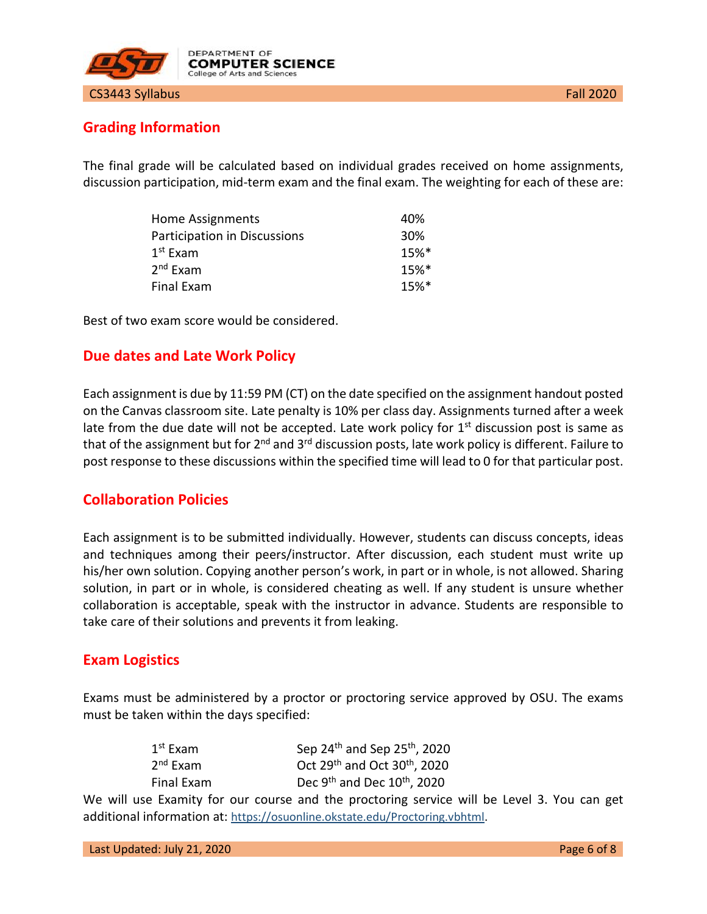## Grading Information

The final grade will be calculated based on individual grades received on home assignments, discussion participation, mid-term exam and the final exam. The weighting for each of these are:

| | |
|---|---|
| Home Assignments | 40% |
| Participation in Discussions | 30% |
| 1st Exam | 15%* |
| 2nd Exam | 15%* |
| Final Exam | 15%* |

Best of two exam score would be considered.

## Due dates and Late Work Policy

Each assignment is due by 11:59 PM (CT) on the date specified on the assignment handout posted on the Canvas classroom site. Late penalty is 10% per class day. Assignments turned after a week late from the due date will not be accepted. Late work policy for 1st discussion post is same as that of the assignment but for 2nd and 3rd discussion posts, late work policy is different. Failure to post response to these discussions within the specified time will lead to 0 for that particular post.

## Collaboration Policies

Each assignment is to be submitted individually. However, students can discuss concepts, ideas and techniques among their peers/instructor. After discussion, each student must write up his/her own solution. Copying another person's work, in part or in whole, is not allowed. Sharing solution, in part or in whole, is considered cheating as well. If any student is unsure whether collaboration is acceptable, speak with the instructor in advance. Students are responsible to take care of their solutions and prevents it from leaking.

## Exam Logistics

Exams must be administered by a proctor or proctoring service approved by OSU. The exams must be taken within the days specified:

| | |
|---|---|
| 1st Exam | Sep 24th and Sep 25th, 2020 |
| 2nd Exam | Oct 29th and Oct 30th, 2020 |
| Final Exam | Dec 9th and Dec 10th, 2020 |

We will use Examity for our course and the proctoring service will be Level 3. You can get additional information at: https://osuonline.okstate.edu/Proctoring.vbhtml.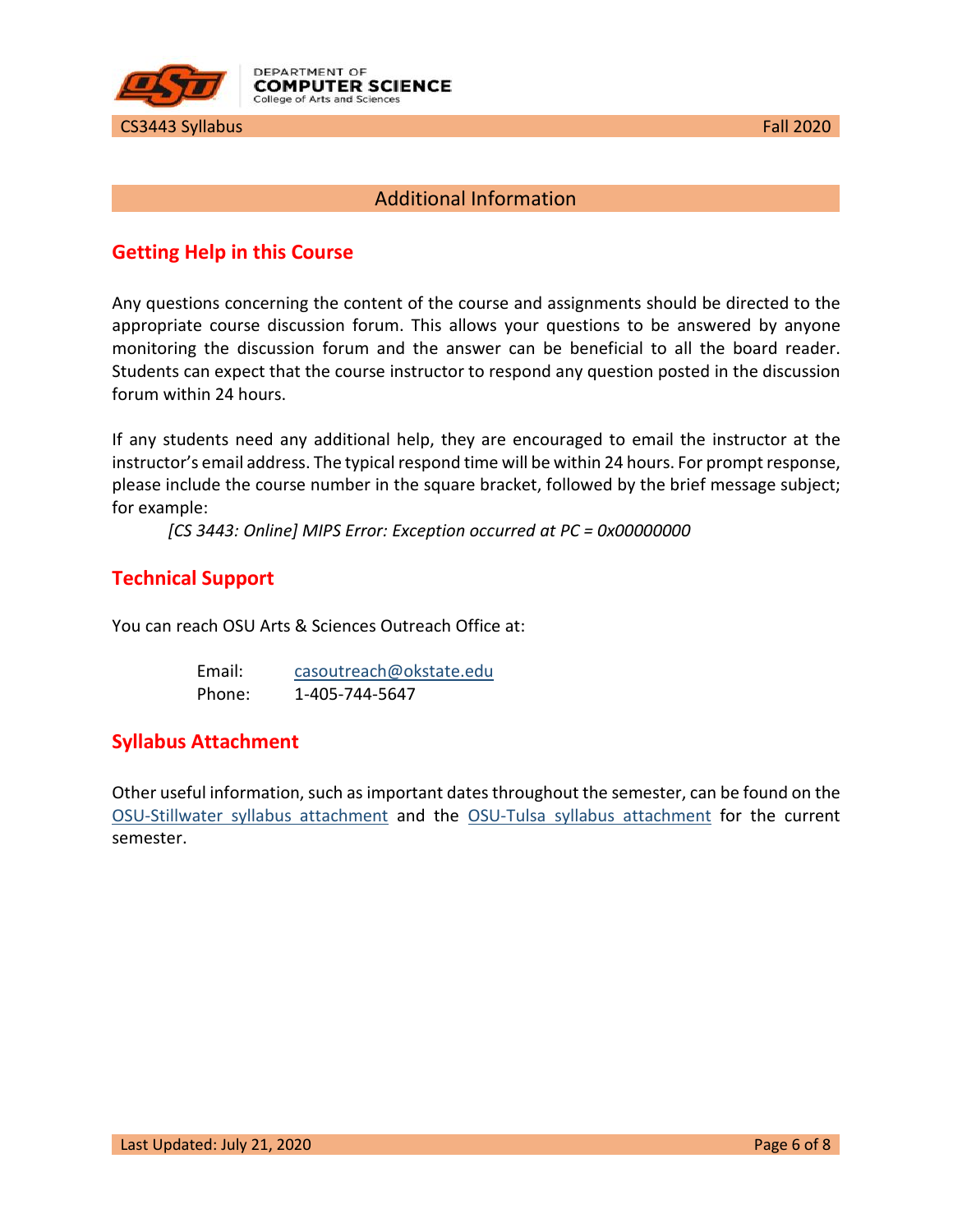## Additional Information

### Getting Help in this Course

Any questions concerning the content of the course and assignments should be directed to the appropriate course discussion forum. This allows your questions to be answered by anyone monitoring the discussion forum and the answer can be beneficial to all the board reader. Students can expect that the course instructor to respond any question posted in the discussion forum within 24 hours.

If any students need any additional help, they are encouraged to email the instructor at the instructor's email address. The typical respond time will be within 24 hours. For prompt response, please include the course number in the square bracket, followed by the brief message subject; for example:

*[CS 3443: Online] MIPS Error: Exception occurred at PC = 0x00000000*

### Technical Support

You can reach OSU Arts & Sciences Outreach Office at:

Email: casoutreach@okstate.edu
Phone: 1-405-744-5647

### Syllabus Attachment

Other useful information, such as important dates throughout the semester, can be found on the OSU-Stillwater syllabus attachment and the OSU-Tulsa syllabus attachment for the current semester.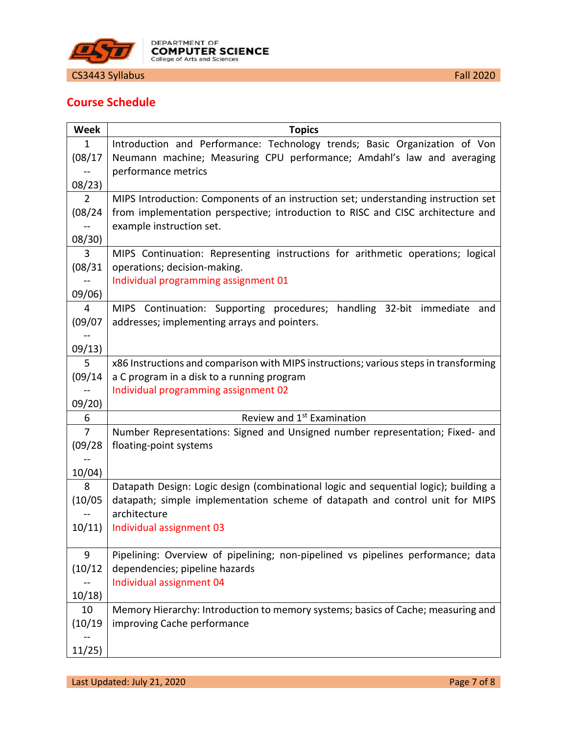## Course Schedule

| Week | Topics |
|---|---|
| 1 (08/17 -- 08/23) | Introduction and Performance: Technology trends; Basic Organization of Von Neumann machine; Measuring CPU performance; Amdahl's law and averaging performance metrics |
| 2 (08/24 -- 08/30) | MIPS Introduction: Components of an instruction set; understanding instruction set from implementation perspective; introduction to RISC and CISC architecture and example instruction set. |
| 3 (08/31 -- 09/06) | MIPS Continuation: Representing instructions for arithmetic operations; logical operations; decision-making. Individual programming assignment 01 |
| 4 (09/07 -- 09/13) | MIPS Continuation: Supporting procedures; handling 32-bit immediate and addresses; implementing arrays and pointers. |
| 5 (09/14 -- 09/20) | x86 Instructions and comparison with MIPS instructions; various steps in transforming a C program in a disk to a running program Individual programming assignment 02 |
| 6 | Review and 1st Examination |
| 7 (09/28 -- 10/04) | Number Representations: Signed and Unsigned number representation; Fixed- and floating-point systems |
| 8 (10/05 -- 10/11) | Datapath Design: Logic design (combinational logic and sequential logic); building a datapath; simple implementation scheme of datapath and control unit for MIPS architecture Individual assignment 03 |
| 9 (10/12 -- 10/18) | Pipelining: Overview of pipelining; non-pipelined vs pipelines performance; data dependencies; pipeline hazards Individual assignment 04 |
| 10 (10/19 -- 11/25) | Memory Hierarchy: Introduction to memory systems; basics of Cache; measuring and improving Cache performance |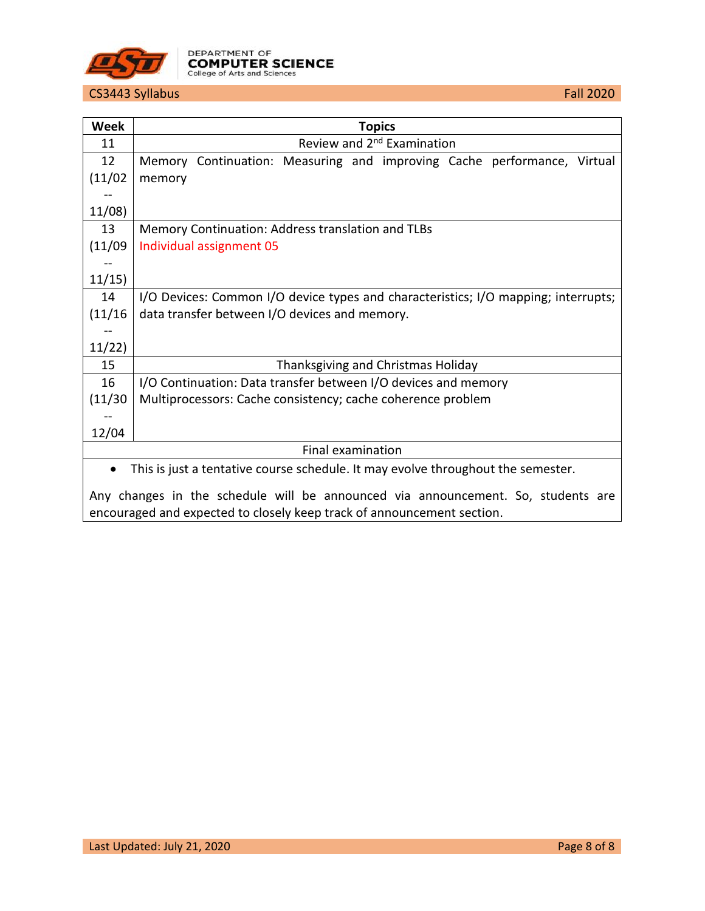| Week | Topics |
|---|---|
| 11 | Review and 2nd Examination |
| 12 (11/02 -- 11/08) | Memory Continuation: Measuring and improving Cache performance, Virtual memory |
| 13 (11/09 -- 11/15) | Memory Continuation: Address translation and TLBs<br>Individual assignment 05 |
| 14 (11/16 -- 11/22) | I/O Devices: Common I/O device types and characteristics; I/O mapping; interrupts; data transfer between I/O devices and memory. |
| 15 | Thanksgiving and Christmas Holiday |
| 16 (11/30 -- 12/04 | I/O Continuation: Data transfer between I/O devices and memory<br>Multiprocessors: Cache consistency; cache coherence problem |
| Final examination | |

- This is just a tentative course schedule. It may evolve throughout the semester.

Any changes in the schedule will be announced via announcement. So, students are encouraged and expected to closely keep track of announcement section.